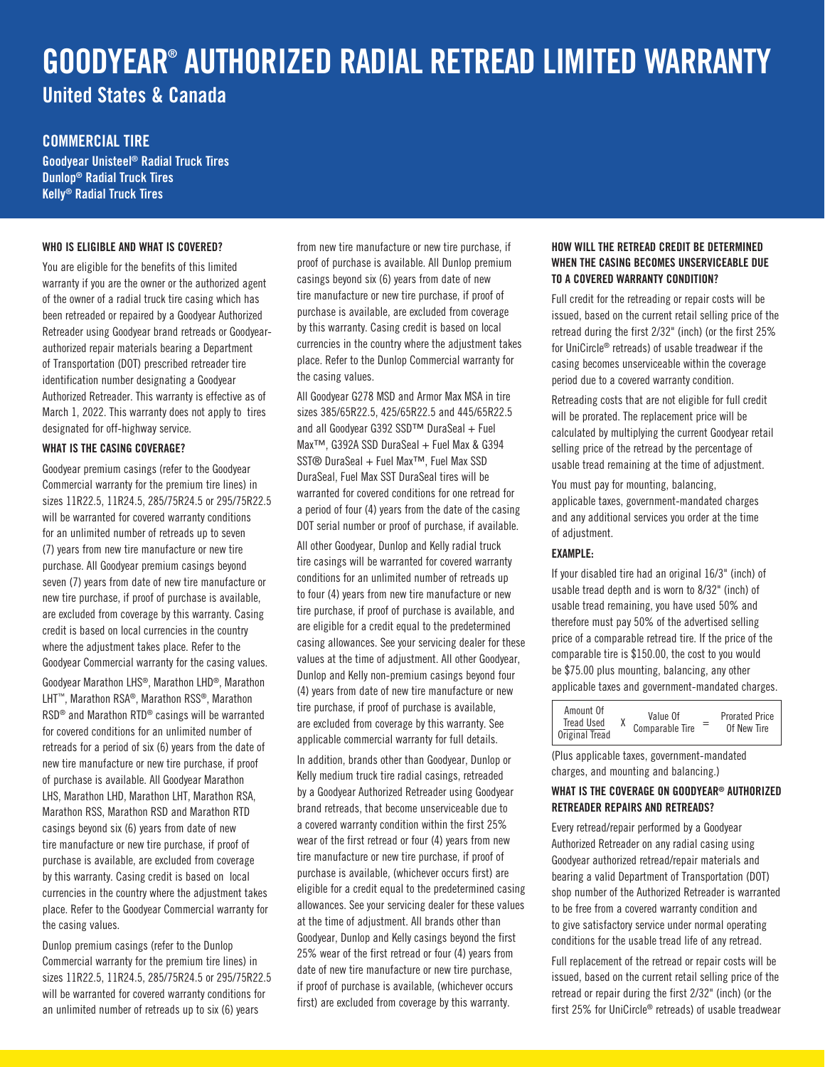# GOODYEAR® AUTHORIZED RADIAL RETREAD LIMITED WARRANTY

## United States & Canada

### COMMERCIAL TIRE

**Goodyear Unisteel® Radial Truck Tires**
**Dunlop® Radial Truck Tires**
**Kelly® Radial Truck Tires**

#### WHO IS ELIGIBLE AND WHAT IS COVERED?

You are eligible for the benefits of this limited warranty if you are the owner or the authorized agent of the owner of a radial truck tire casing which has been retreaded or repaired by a Goodyear Authorized Retreader using Goodyear brand retreads or Goodyear-authorized repair materials bearing a Department of Transportation (DOT) prescribed retreader tire identification number designating a Goodyear Authorized Retreader. This warranty is effective as of March 1, 2022. This warranty does not apply to tires designated for off-highway service.

#### WHAT IS THE CASING COVERAGE?

Goodyear premium casings (refer to the Goodyear Commercial warranty for the premium tire lines) in sizes 11R22.5, 11R24.5, 285/75R24.5 or 295/75R22.5 will be warranted for covered warranty conditions for an unlimited number of retreads up to seven (7) years from new tire manufacture or new tire purchase. All Goodyear premium casings beyond seven (7) years from date of new tire manufacture or new tire purchase, if proof of purchase is available, are excluded from coverage by this warranty. Casing credit is based on local currencies in the country where the adjustment takes place. Refer to the Goodyear Commercial warranty for the casing values.

Goodyear Marathon LHS®, Marathon LHD®, Marathon LHT™, Marathon RSA®, Marathon RSS®, Marathon RSD® and Marathon RTD® casings will be warranted for covered conditions for an unlimited number of retreads for a period of six (6) years from the date of new tire manufacture or new tire purchase, if proof of purchase is available. All Goodyear Marathon LHS, Marathon LHD, Marathon LHT, Marathon RSA, Marathon RSS, Marathon RSD and Marathon RTD casings beyond six (6) years from date of new tire manufacture or new tire purchase, if proof of purchase is available, are excluded from coverage by this warranty. Casing credit is based on local currencies in the country where the adjustment takes place. Refer to the Goodyear Commercial warranty for the casing values.

Dunlop premium casings (refer to the Dunlop Commercial warranty for the premium tire lines) in sizes 11R22.5, 11R24.5, 285/75R24.5 or 295/75R22.5 will be warranted for covered warranty conditions for an unlimited number of retreads up to six (6) years from new tire manufacture or new tire purchase, if proof of purchase is available. All Dunlop premium casings beyond six (6) years from date of new tire manufacture or new tire purchase, if proof of purchase is available, are excluded from coverage by this warranty. Casing credit is based on local currencies in the country where the adjustment takes place. Refer to the Dunlop Commercial warranty for the casing values.

All Goodyear G278 MSD and Armor Max MSA in tire sizes 385/65R22.5, 425/65R22.5 and 445/65R22.5 and all Goodyear G392 SSD™ DuraSeal + Fuel Max™, G392A SSD DuraSeal + Fuel Max & G394 SST® DuraSeal + Fuel Max™, Fuel Max SSD DuraSeal, Fuel Max SST DuraSeal tires will be warranted for covered conditions for one retread for a period of four (4) years from the date of the casing DOT serial number or proof of purchase, if available.

All other Goodyear, Dunlop and Kelly radial truck tire casings will be warranted for covered warranty conditions for an unlimited number of retreads up to four (4) years from new tire manufacture or new tire purchase, if proof of purchase is available, and are eligible for a credit equal to the predetermined casing allowances. See your servicing dealer for these values at the time of adjustment. All other Goodyear, Dunlop and Kelly non-premium casings beyond four (4) years from date of new tire manufacture or new tire purchase, if proof of purchase is available, are excluded from coverage by this warranty. See applicable commercial warranty for full details.

In addition, brands other than Goodyear, Dunlop or Kelly medium truck tire radial casings, retreaded by a Goodyear Authorized Retreader using Goodyear brand retreads, that become unserviceable due to a covered warranty condition within the first 25% wear of the first retread or four (4) years from new tire manufacture or new tire purchase, if proof of purchase is available, (whichever occurs first) are eligible for a credit equal to the predetermined casing allowances. See your servicing dealer for these values at the time of adjustment. All brands other than Goodyear, Dunlop and Kelly casings beyond the first 25% wear of the first retread or four (4) years from date of new tire manufacture or new tire purchase, if proof of purchase is available, (whichever occurs first) are excluded from coverage by this warranty.

#### HOW WILL THE RETREAD CREDIT BE DETERMINED WHEN THE CASING BECOMES UNSERVICEABLE DUE TO A COVERED WARRANTY CONDITION?

Full credit for the retreading or repair costs will be issued, based on the current retail selling price of the retread during the first 2/32" (inch) (or the first 25% for UniCircle® retreads) of usable treadwear if the casing becomes unserviceable within the coverage period due to a covered warranty condition.

Retreading costs that are not eligible for full credit will be prorated. The replacement price will be calculated by multiplying the current Goodyear retail selling price of the retread by the percentage of usable tread remaining at the time of adjustment.

You must pay for mounting, balancing, applicable taxes, government-mandated charges and any additional services you order at the time of adjustment.

#### EXAMPLE:

If your disabled tire had an original 16/3" (inch) of usable tread depth and is worn to 8/32" (inch) of usable tread remaining, you have used 50% and therefore must pay 50% of the advertised selling price of a comparable retread tire. If the price of the comparable tire is $150.00, the cost to you would be $75.00 plus mounting, balancing, any other applicable taxes and government-mandated charges.

$$\frac{\text{Amount Of Tread Used}}{\text{Original Tread}} \times \text{Value Of Comparable Tire} = \text{Prorated Price Of New Tire}$$

(Plus applicable taxes, government-mandated charges, and mounting and balancing.)

#### WHAT IS THE COVERAGE ON GOODYEAR® AUTHORIZED RETREADER REPAIRS AND RETREADS?

Every retread/repair performed by a Goodyear Authorized Retreader on any radial casing using Goodyear authorized retread/repair materials and bearing a valid Department of Transportation (DOT) shop number of the Authorized Retreader is warranted to be free from a covered warranty condition and to give satisfactory service under normal operating conditions for the usable tread life of any retread.

Full replacement of the retread or repair costs will be issued, based on the current retail selling price of the retread or repair during the first 2/32" (inch) (or the first 25% for UniCircle® retreads) of usable treadwear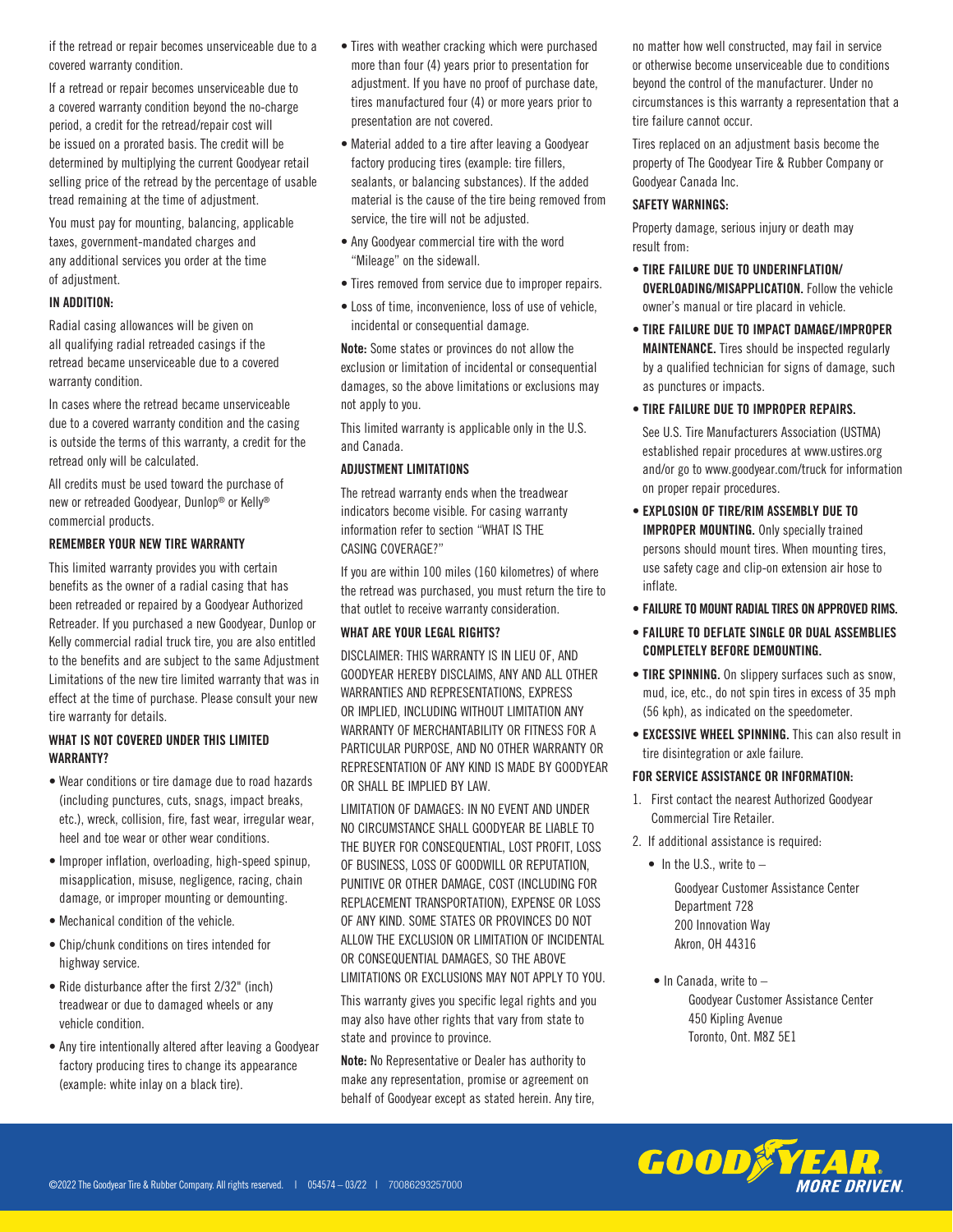if the retread or repair becomes unserviceable due to a covered warranty condition.

If a retread or repair becomes unserviceable due to a covered warranty condition beyond the no-charge period, a credit for the retread/repair cost will be issued on a prorated basis. The credit will be determined by multiplying the current Goodyear retail selling price of the retread by the percentage of usable tread remaining at the time of adjustment.

You must pay for mounting, balancing, applicable taxes, government-mandated charges and any additional services you order at the time of adjustment.

#### IN ADDITION:

Radial casing allowances will be given on all qualifying radial retreaded casings if the retread became unserviceable due to a covered warranty condition.

In cases where the retread became unserviceable due to a covered warranty condition and the casing is outside the terms of this warranty, a credit for the retread only will be calculated.

All credits must be used toward the purchase of new or retreaded Goodyear, Dunlop® or Kelly® commercial products.

#### REMEMBER YOUR NEW TIRE WARRANTY

This limited warranty provides you with certain benefits as the owner of a radial casing that has been retreaded or repaired by a Goodyear Authorized Retreader. If you purchased a new Goodyear, Dunlop or Kelly commercial radial truck tire, you are also entitled to the benefits and are subject to the same Adjustment Limitations of the new tire limited warranty that was in effect at the time of purchase. Please consult your new tire warranty for details.

#### WHAT IS NOT COVERED UNDER THIS LIMITED WARRANTY?

- Wear conditions or tire damage due to road hazards (including punctures, cuts, snags, impact breaks, etc.), wreck, collision, fire, fast wear, irregular wear, heel and toe wear or other wear conditions.
- Improper inflation, overloading, high-speed spinup, misapplication, misuse, negligence, racing, chain damage, or improper mounting or demounting.
- Mechanical condition of the vehicle.
- Chip/chunk conditions on tires intended for highway service.
- Ride disturbance after the first 2/32" (inch) treadwear or due to damaged wheels or any vehicle condition.
- Any tire intentionally altered after leaving a Goodyear factory producing tires to change its appearance (example: white inlay on a black tire).
- Tires with weather cracking which were purchased more than four (4) years prior to presentation for adjustment. If you have no proof of purchase date, tires manufactured four (4) or more years prior to presentation are not covered.
- Material added to a tire after leaving a Goodyear factory producing tires (example: tire fillers, sealants, or balancing substances). If the added material is the cause of the tire being removed from service, the tire will not be adjusted.
- Any Goodyear commercial tire with the word "Mileage" on the sidewall.
- Tires removed from service due to improper repairs.
- Loss of time, inconvenience, loss of use of vehicle, incidental or consequential damage.

**Note:** Some states or provinces do not allow the exclusion or limitation of incidental or consequential damages, so the above limitations or exclusions may not apply to you.

This limited warranty is applicable only in the U.S. and Canada.

#### ADJUSTMENT LIMITATIONS

The retread warranty ends when the treadwear indicators become visible. For casing warranty information refer to section "WHAT IS THE CASING COVERAGE?"

If you are within 100 miles (160 kilometres) of where the retread was purchased, you must return the tire to that outlet to receive warranty consideration.

#### WHAT ARE YOUR LEGAL RIGHTS?

DISCLAIMER: THIS WARRANTY IS IN LIEU OF, AND GOODYEAR HEREBY DISCLAIMS, ANY AND ALL OTHER WARRANTIES AND REPRESENTATIONS, EXPRESS OR IMPLIED, INCLUDING WITHOUT LIMITATION ANY WARRANTY OF MERCHANTABILITY OR FITNESS FOR A PARTICULAR PURPOSE, AND NO OTHER WARRANTY OR REPRESENTATION OF ANY KIND IS MADE BY GOODYEAR OR SHALL BE IMPLIED BY LAW.

LIMITATION OF DAMAGES: IN NO EVENT AND UNDER NO CIRCUMSTANCE SHALL GOODYEAR BE LIABLE TO THE BUYER FOR CONSEQUENTIAL, LOST PROFIT, LOSS OF BUSINESS, LOSS OF GOODWILL OR REPUTATION, PUNITIVE OR OTHER DAMAGE, COST (INCLUDING FOR REPLACEMENT TRANSPORTATION), EXPENSE OR LOSS OF ANY KIND. SOME STATES OR PROVINCES DO NOT ALLOW THE EXCLUSION OR LIMITATION OF INCIDENTAL OR CONSEQUENTIAL DAMAGES, SO THE ABOVE LIMITATIONS OR EXCLUSIONS MAY NOT APPLY TO YOU.

This warranty gives you specific legal rights and you may also have other rights that vary from state to state and province to province.

**Note:** No Representative or Dealer has authority to make any representation, promise or agreement on behalf of Goodyear except as stated herein. Any tire, no matter how well constructed, may fail in service or otherwise become unserviceable due to conditions beyond the control of the manufacturer. Under no circumstances is this warranty a representation that a tire failure cannot occur.

Tires replaced on an adjustment basis become the property of The Goodyear Tire & Rubber Company or Goodyear Canada Inc.

#### SAFETY WARNINGS:

Property damage, serious injury or death may result from:

- **TIRE FAILURE DUE TO UNDERINFLATION/ OVERLOADING/MISAPPLICATION.** Follow the vehicle owner's manual or tire placard in vehicle.
- **TIRE FAILURE DUE TO IMPACT DAMAGE/IMPROPER MAINTENANCE.** Tires should be inspected regularly by a qualified technician for signs of damage, such as punctures or impacts.
- **TIRE FAILURE DUE TO IMPROPER REPAIRS.** See U.S. Tire Manufacturers Association (USTMA) established repair procedures at www.ustires.org and/or go to www.goodyear.com/truck for information on proper repair procedures.
- **EXPLOSION OF TIRE/RIM ASSEMBLY DUE TO IMPROPER MOUNTING.** Only specially trained persons should mount tires. When mounting tires, use safety cage and clip-on extension air hose to inflate.
- **FAILURE TO MOUNT RADIAL TIRES ON APPROVED RIMS.**
- **FAILURE TO DEFLATE SINGLE OR DUAL ASSEMBLIES COMPLETELY BEFORE DEMOUNTING.**
- **TIRE SPINNING.** On slippery surfaces such as snow, mud, ice, etc., do not spin tires in excess of 35 mph (56 kph), as indicated on the speedometer.
- **EXCESSIVE WHEEL SPINNING.** This can also result in tire disintegration or axle failure.

#### FOR SERVICE ASSISTANCE OR INFORMATION:

1. First contact the nearest Authorized Goodyear Commercial Tire Retailer.
2. If additional assistance is required:
   - In the U.S., write to –

     Goodyear Customer Assistance Center
     Department 728
     200 Innovation Way
     Akron, OH 44316

   - In Canada, write to –

     Goodyear Customer Assistance Center
     450 Kipling Avenue
     Toronto, Ont. M8Z 5E1

©2022 The Goodyear Tire & Rubber Company. All rights reserved. | 054574 – 03/22 | 70086293257000

GOODYEAR MORE DRIVEN.